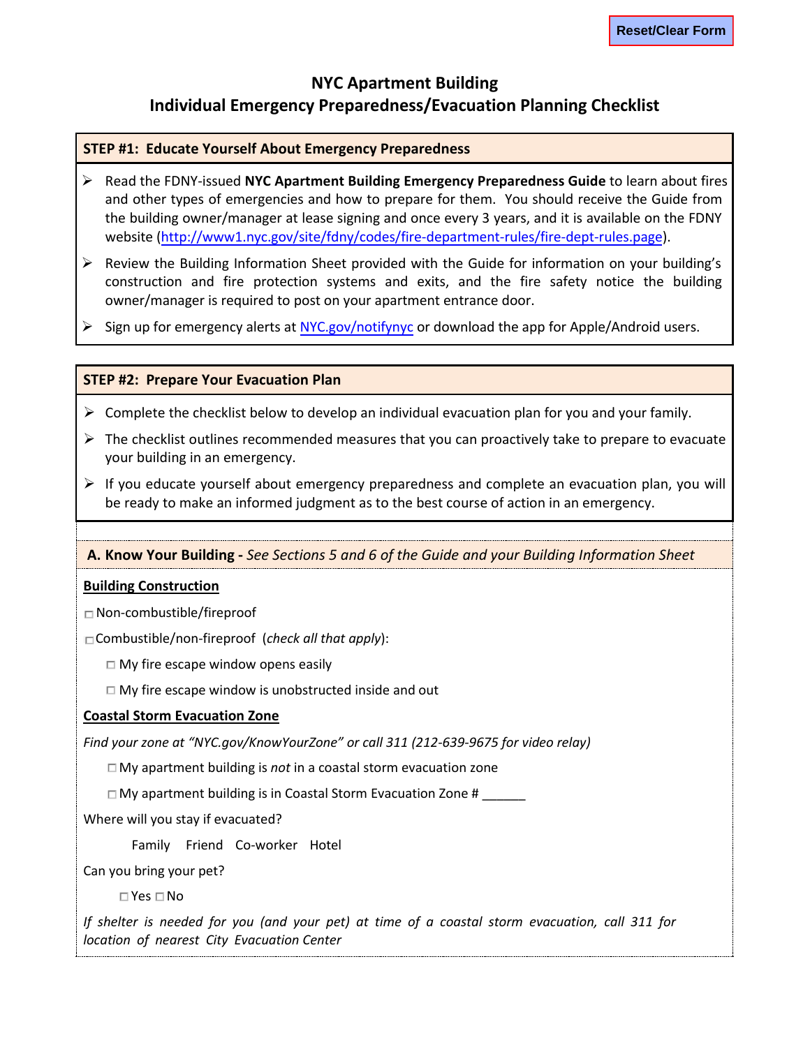# NYC Apartment Building
## Individual Emergency Preparedness/Evacuation Planning Checklist

### STEP #1: Educate Yourself About Emergency Preparedness

- Read the FDNY-issued **NYC Apartment Building Emergency Preparedness Guide** to learn about fires and other types of emergencies and how to prepare for them. You should receive the Guide from the building owner/manager at lease signing and once every 3 years, and it is available on the FDNY website (http://www1.nyc.gov/site/fdny/codes/fire-department-rules/fire-dept-rules.page).
- Review the Building Information Sheet provided with the Guide for information on your building's construction and fire protection systems and exits, and the fire safety notice the building owner/manager is required to post on your apartment entrance door.
- Sign up for emergency alerts at NYC.gov/notifynyc or download the app for Apple/Android users.

### STEP #2: Prepare Your Evacuation Plan

- Complete the checklist below to develop an individual evacuation plan for you and your family.
- The checklist outlines recommended measures that you can proactively take to prepare to evacuate your building in an emergency.
- If you educate yourself about emergency preparedness and complete an evacuation plan, you will be ready to make an informed judgment as to the best course of action in an emergency.

#### A. Know Your Building - *See Sections 5 and 6 of the Guide and your Building Information Sheet*

**Building Construction**

- ☐ Non-combustible/fireproof
- ☐ Combustible/non-fireproof (*check all that apply*):
  - ☐ My fire escape window opens easily
  - ☐ My fire escape window is unobstructed inside and out

**Coastal Storm Evacuation Zone**

*Find your zone at "NYC.gov/KnowYourZone" or call 311 (212-639-9675 for video relay)*

- ☐ My apartment building is *not* in a coastal storm evacuation zone
- ☐ My apartment building is in Coastal Storm Evacuation Zone # ______

Where will you stay if evacuated?

Family Friend Co-worker Hotel

Can you bring your pet?

☐ Yes ☐ No

*If shelter is needed for you (and your pet) at time of a coastal storm evacuation, call 311 for location of nearest City Evacuation Center*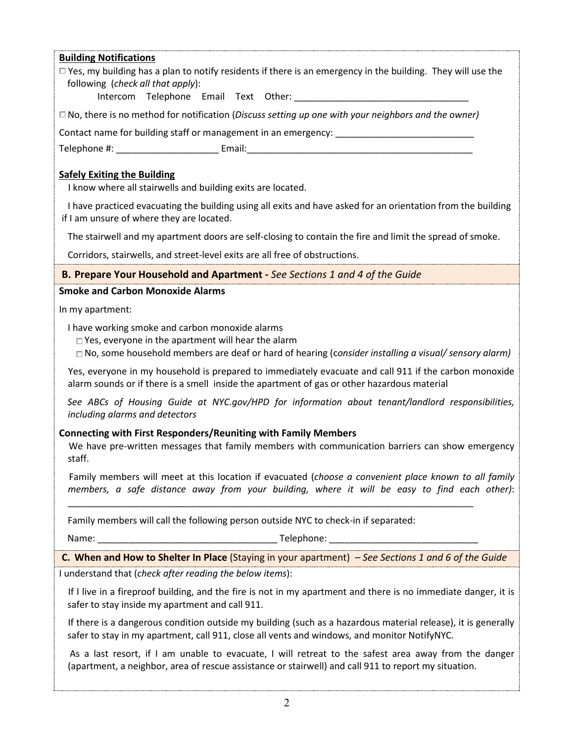**Building Notifications**

☐ Yes, my building has a plan to notify residents if there is an emergency in the building. They will use the following (*check all that apply*):

Intercom Telephone Email Text Other: ___________________________________

☐ No, there is no method for notification (*Discuss setting up one with your neighbors and the owner)*

Contact name for building staff or management in an emergency: ___________________________

Telephone #: ____________________ Email:_____________________________________________

**Safely Exiting the Building**

I know where all stairwells and building exits are located.

I have practiced evacuating the building using all exits and have asked for an orientation from the building if I am unsure of where they are located.

The stairwell and my apartment doors are self-closing to contain the fire and limit the spread of smoke.

Corridors, stairwells, and street-level exits are all free of obstructions.

## B. Prepare Your Household and Apartment - *See Sections 1 and 4 of the Guide*

**Smoke and Carbon Monoxide Alarms**

In my apartment:

I have working smoke and carbon monoxide alarms

☐ Yes, everyone in the apartment will hear the alarm

☐ No, some household members are deaf or hard of hearing (c*onsider installing a visual/ sensory alarm)*

Yes, everyone in my household is prepared to immediately evacuate and call 911 if the carbon monoxide alarm sounds or if there is a smell inside the apartment of gas or other hazardous material

*See ABCs of Housing Guide at NYC.gov/HPD for information about tenant/landlord responsibilities, including alarms and detectors*

**Connecting with First Responders/Reuniting with Family Members**

We have pre-written messages that family members with communication barriers can show emergency staff.

Family members will meet at this location if evacuated (*choose a convenient place known to all family members, a safe distance away from your building, where it will be easy to find each other)*:

___________________________________________________________________________________

Family members will call the following person outside NYC to check-in if separated:

Name: ____________________________________ Telephone: ______________________________

## C. When and How to Shelter In Place (Staying in your apartment) – *See Sections 1 and 6 of the Guide*

I understand that (*check after reading the below items*):

If I live in a fireproof building, and the fire is not in my apartment and there is no immediate danger, it is safer to stay inside my apartment and call 911.

If there is a dangerous condition outside my building (such as a hazardous material release), it is generally safer to stay in my apartment, call 911, close all vents and windows, and monitor NotifyNYC.

As a last resort, if I am unable to evacuate, I will retreat to the safest area away from the danger (apartment, a neighbor, area of rescue assistance or stairwell) and call 911 to report my situation.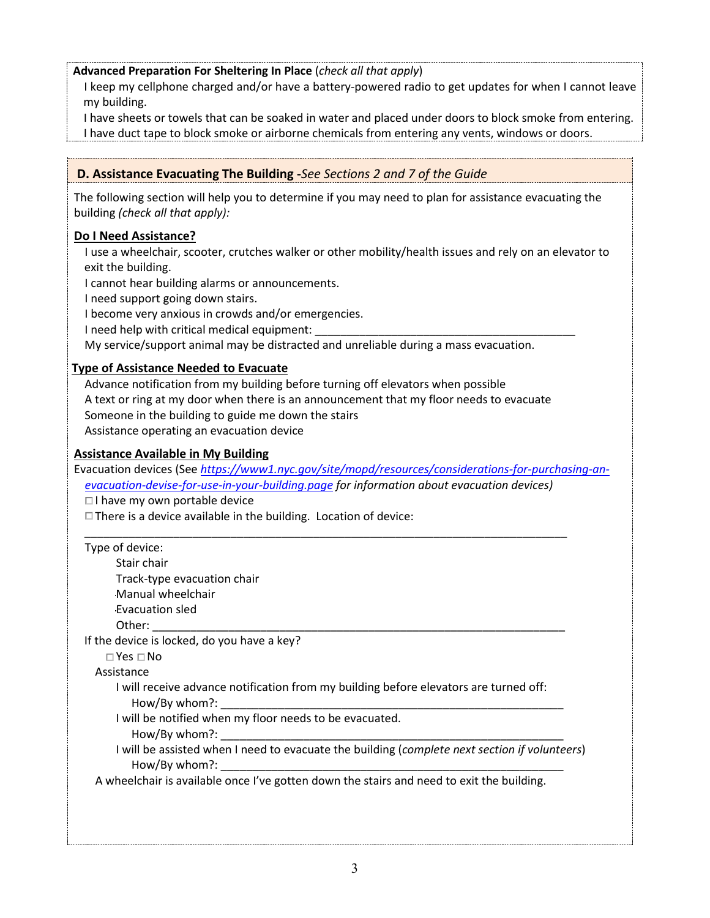**Advanced Preparation For Sheltering In Place** (*check all that apply*)

- I keep my cellphone charged and/or have a battery-powered radio to get updates for when I cannot leave my building.
- I have sheets or towels that can be soaked in water and placed under doors to block smoke from entering.
- I have duct tape to block smoke or airborne chemicals from entering any vents, windows or doors.

## D. Assistance Evacuating The Building -*See Sections 2 and 7 of the Guide*

The following section will help you to determine if you may need to plan for assistance evacuating the building *(check all that apply):*

**<u>Do I Need Assistance?</u>**

- I use a wheelchair, scooter, crutches walker or other mobility/health issues and rely on an elevator to exit the building.
- I cannot hear building alarms or announcements.
- I need support going down stairs.
- I become very anxious in crowds and/or emergencies.
- I need help with critical medical equipment: ___________________________________________
- My service/support animal may be distracted and unreliable during a mass evacuation.

**<u>Type of Assistance Needed to Evacuate</u>**

- Advance notification from my building before turning off elevators when possible
- A text or ring at my door when there is an announcement that my floor needs to evacuate
- Someone in the building to guide me down the stairs
- Assistance operating an evacuation device

**<u>Assistance Available in My Building</u>**

Evacuation devices (See *https://www1.nyc.gov/site/mopd/resources/considerations-for-purchasing-an-evacuation-devise-for-use-in-your-building.page for information about evacuation devices)*

- ☐ I have my own portable device
- ☐ There is a device available in the building. Location of device:

________________________________________________________________________________

Type of device:

- Stair chair
- Track-type evacuation chair
- Manual wheelchair
- Evacuation sled
- Other: _____________________________________________________________________

If the device is locked, do you have a key?

☐ Yes ☐ No

Assistance

- I will receive advance notification from my building before elevators are turned off:
  How/By whom?: _________________________________________________________
- I will be notified when my floor needs to be evacuated.
  How/By whom?: _________________________________________________________
- I will be assisted when I need to evacuate the building (*complete next section if volunteers*)
  How/By whom?: _________________________________________________________

A wheelchair is available once I've gotten down the stairs and need to exit the building.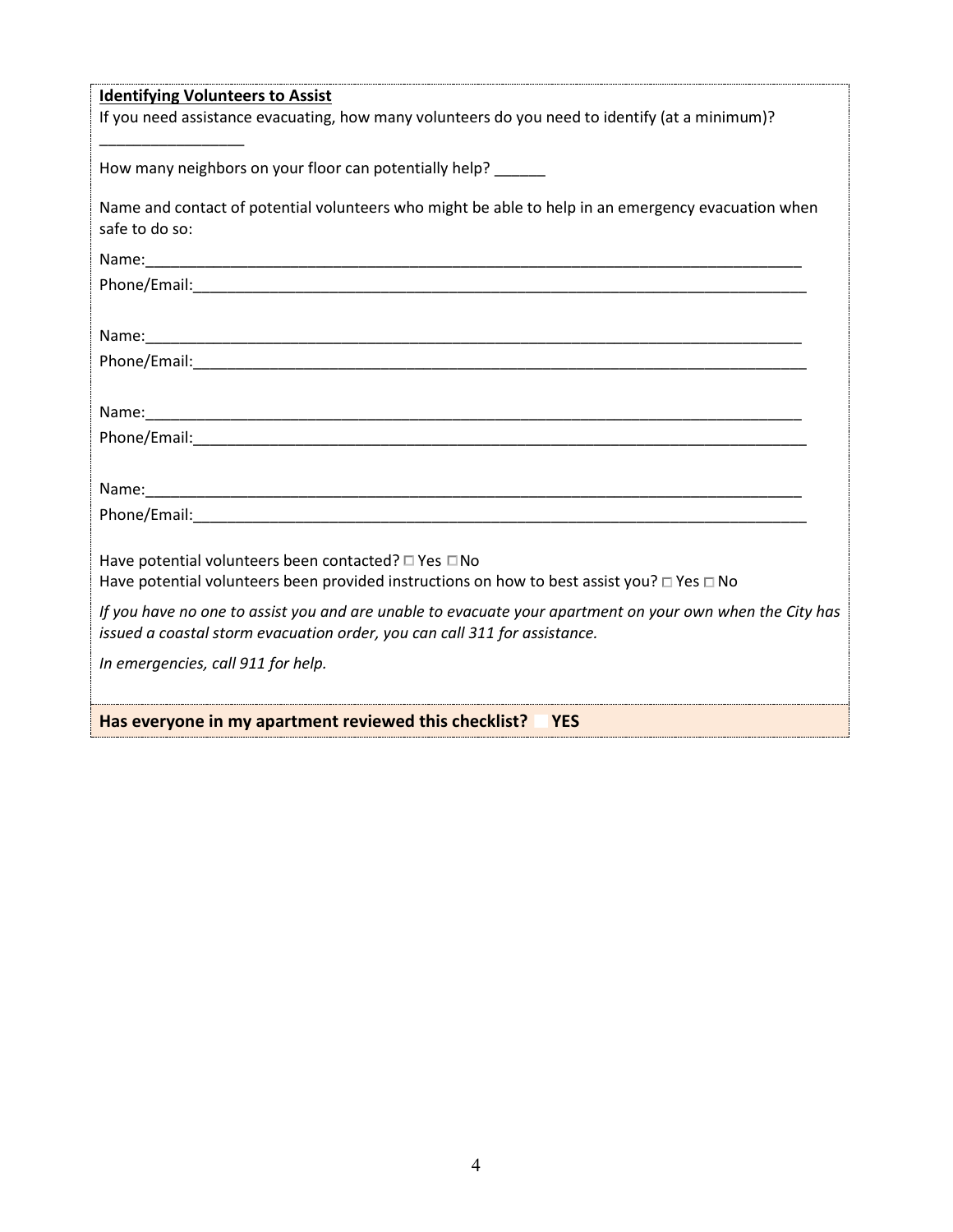**Identifying Volunteers to Assist**

If you need assistance evacuating, how many volunteers do you need to identify (at a minimum)? _________________

How many neighbors on your floor can potentially help? ______

Name and contact of potential volunteers who might be able to help in an emergency evacuation when safe to do so:

Name:_______________________________________________________________________________

Phone/Email:__________________________________________________________________________

Name:_______________________________________________________________________________

Phone/Email:__________________________________________________________________________

Name:_______________________________________________________________________________

Phone/Email:__________________________________________________________________________

Name:_______________________________________________________________________________

Phone/Email:__________________________________________________________________________

Have potential volunteers been contacted? ☐ Yes ☐ No

Have potential volunteers been provided instructions on how to best assist you? ☐ Yes ☐ No

*If you have no one to assist you and are unable to evacuate your apartment on your own when the City has issued a coastal storm evacuation order, you can call 311 for assistance.*

*In emergencies, call 911 for help.*

**Has everyone in my apartment reviewed this checklist? ☐ YES**